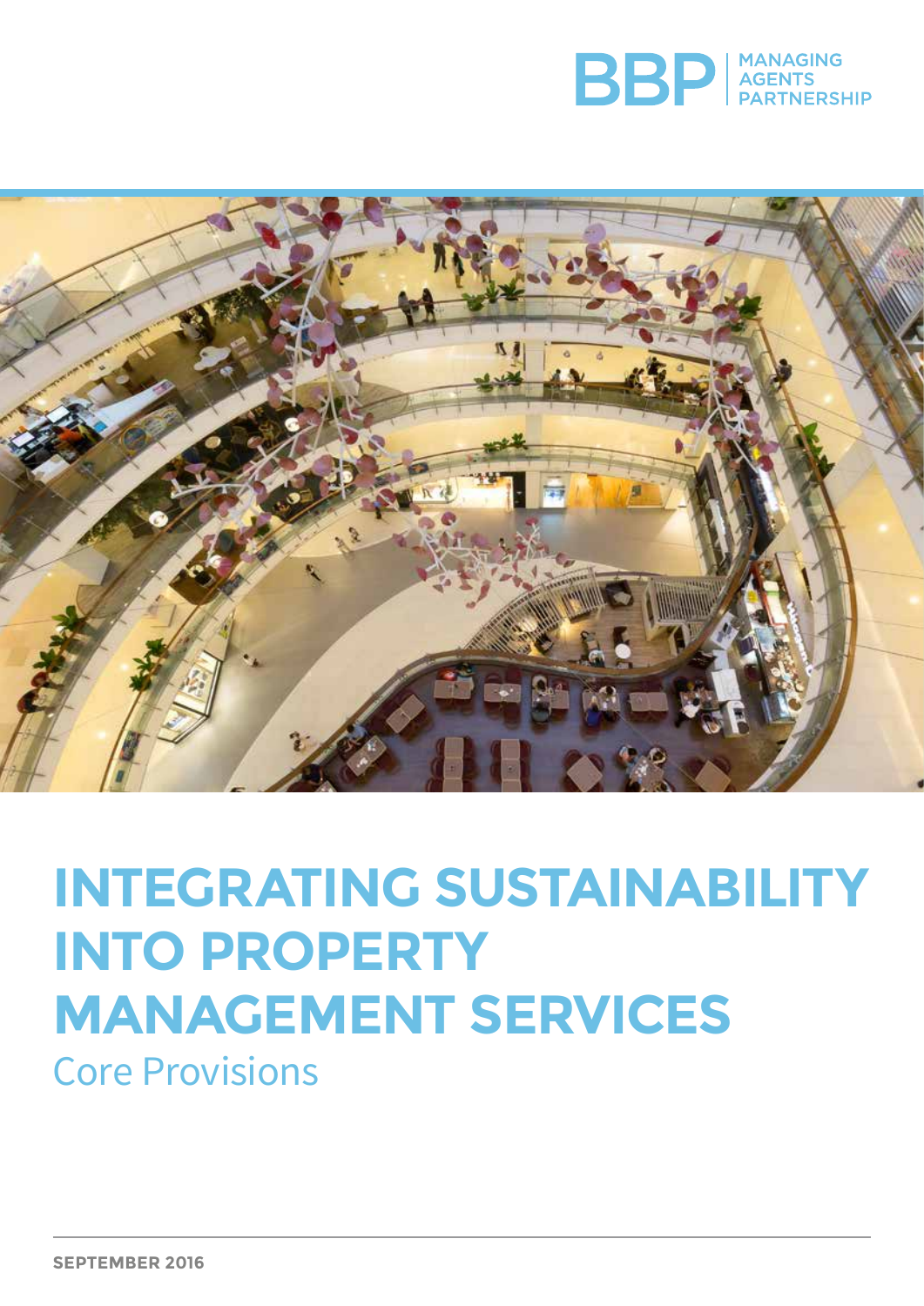BBP | MANAGING AGENTS PARTNERSHIP

# INTEGRATING SUSTAINABILITY INTO PROPERTY MANAGEMENT SERVICES

## Core Provisions

**SEPTEMBER 2016**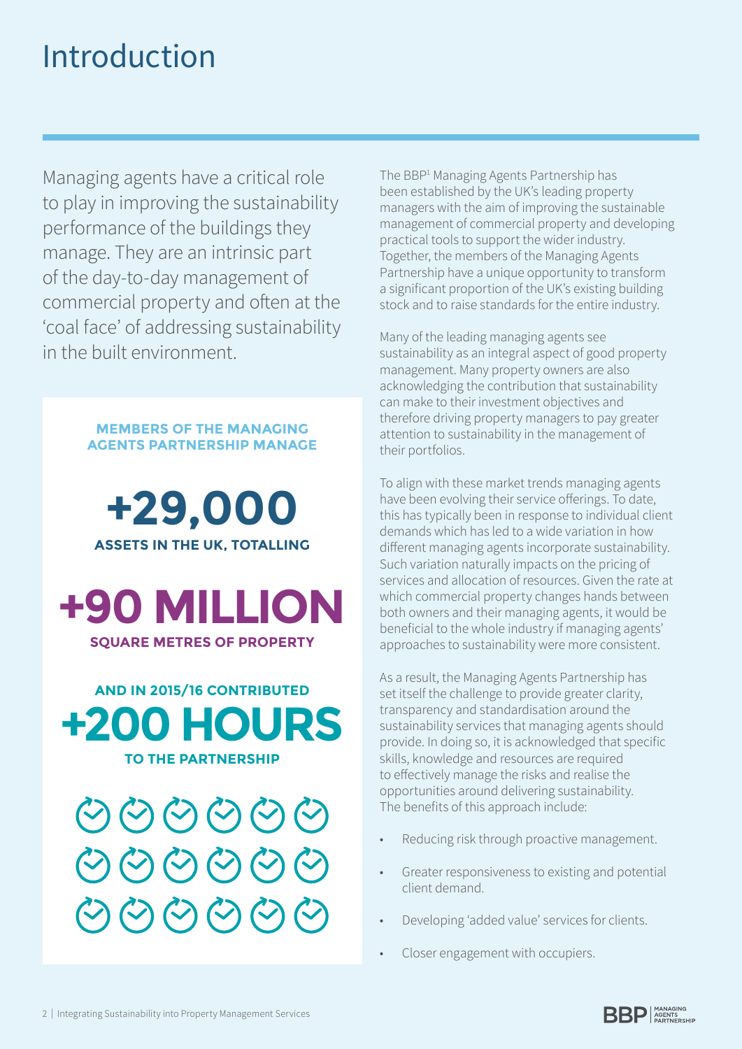# Introduction

Managing agents have a critical role to play in improving the sustainability performance of the buildings they manage. They are an intrinsic part of the day-to-day management of commercial property and often at the 'coal face' of addressing sustainability in the built environment.

**MEMBERS OF THE MANAGING AGENTS PARTNERSHIP MANAGE**

**+29,000**

**ASSETS IN THE UK, TOTALLING**

**+90 MILLION**

**SQUARE METRES OF PROPERTY**

**AND IN 2015/16 CONTRIBUTED**

**+200 HOURS**

**TO THE PARTNERSHIP**

The BBP[1] Managing Agents Partnership has been established by the UK's leading property managers with the aim of improving the sustainable management of commercial property and developing practical tools to support the wider industry. Together, the members of the Managing Agents Partnership have a unique opportunity to transform a significant proportion of the UK's existing building stock and to raise standards for the entire industry.

Many of the leading managing agents see sustainability as an integral aspect of good property management. Many property owners are also acknowledging the contribution that sustainability can make to their investment objectives and therefore driving property managers to pay greater attention to sustainability in the management of their portfolios.

To align with these market trends managing agents have been evolving their service offerings. To date, this has typically been in response to individual client demands which has led to a wide variation in how different managing agents incorporate sustainability. Such variation naturally impacts on the pricing of services and allocation of resources. Given the rate at which commercial property changes hands between both owners and their managing agents, it would be beneficial to the whole industry if managing agents' approaches to sustainability were more consistent.

As a result, the Managing Agents Partnership has set itself the challenge to provide greater clarity, transparency and standardisation around the sustainability services that managing agents should provide. In doing so, it is acknowledged that specific skills, knowledge and resources are required to effectively manage the risks and realise the opportunities around delivering sustainability. The benefits of this approach include:

- Reducing risk through proactive management.
- Greater responsiveness to existing and potential client demand.
- Developing 'added value' services for clients.
- Closer engagement with occupiers.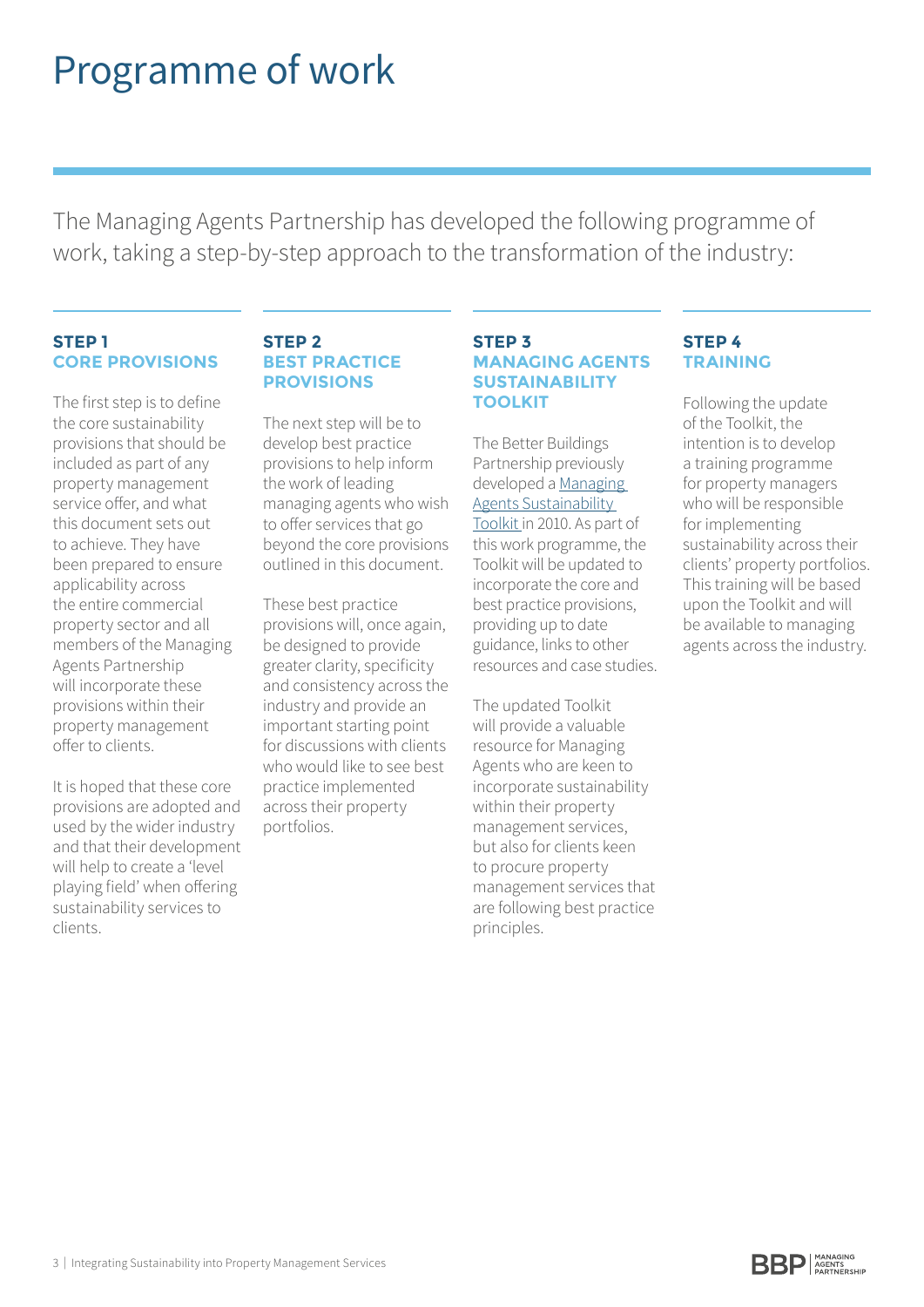# Programme of work

The Managing Agents Partnership has developed the following programme of work, taking a step-by-step approach to the transformation of the industry:

### STEP 1 CORE PROVISIONS

The first step is to define the core sustainability provisions that should be included as part of any property management service offer, and what this document sets out to achieve. They have been prepared to ensure applicability across the entire commercial property sector and all members of the Managing Agents Partnership will incorporate these provisions within their property management offer to clients.

It is hoped that these core provisions are adopted and used by the wider industry and that their development will help to create a 'level playing field' when offering sustainability services to clients.

### STEP 2 BEST PRACTICE PROVISIONS

The next step will be to develop best practice provisions to help inform the work of leading managing agents who wish to offer services that go beyond the core provisions outlined in this document.

These best practice provisions will, once again, be designed to provide greater clarity, specificity and consistency across the industry and provide an important starting point for discussions with clients who would like to see best practice implemented across their property portfolios.

### STEP 3 MANAGING AGENTS SUSTAINABILITY TOOLKIT

The Better Buildings Partnership previously developed a Managing Agents Sustainability Toolkit in 2010. As part of this work programme, the Toolkit will be updated to incorporate the core and best practice provisions, providing up to date guidance, links to other resources and case studies.

The updated Toolkit will provide a valuable resource for Managing Agents who are keen to incorporate sustainability within their property management services, but also for clients keen to procure property management services that are following best practice principles.

### STEP 4 TRAINING

Following the update of the Toolkit, the intention is to develop a training programme for property managers who will be responsible for implementing sustainability across their clients' property portfolios. This training will be based upon the Toolkit and will be available to managing agents across the industry.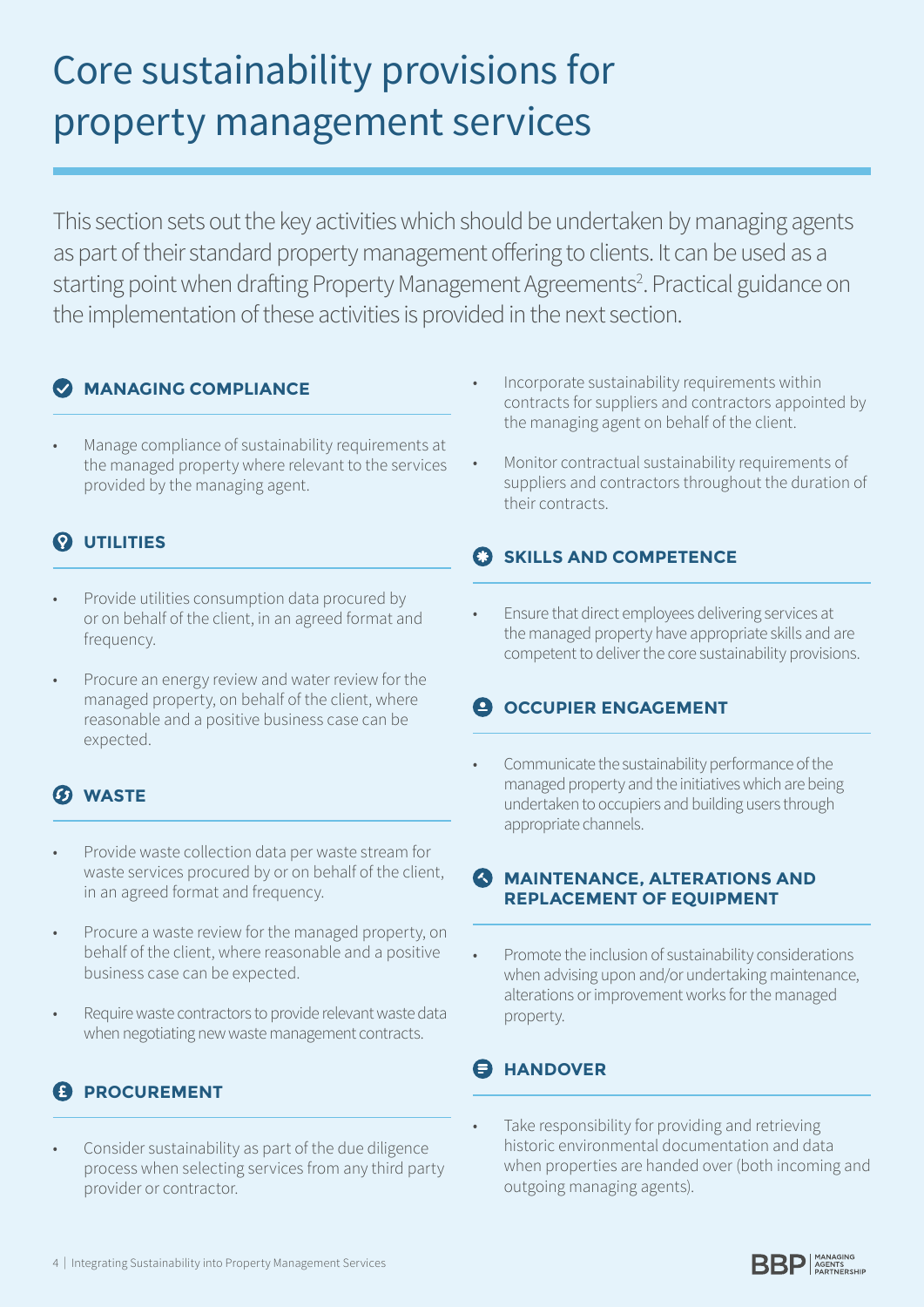# Core sustainability provisions for property management services

This section sets out the key activities which should be undertaken by managing agents as part of their standard property management offering to clients. It can be used as a starting point when drafting Property Management Agreements[2]. Practical guidance on the implementation of these activities is provided in the next section.

## MANAGING COMPLIANCE

- Manage compliance of sustainability requirements at the managed property where relevant to the services provided by the managing agent.

## UTILITIES

- Provide utilities consumption data procured by or on behalf of the client, in an agreed format and frequency.
- Procure an energy review and water review for the managed property, on behalf of the client, where reasonable and a positive business case can be expected.

## WASTE

- Provide waste collection data per waste stream for waste services procured by or on behalf of the client, in an agreed format and frequency.
- Procure a waste review for the managed property, on behalf of the client, where reasonable and a positive business case can be expected.
- Require waste contractors to provide relevant waste data when negotiating new waste management contracts.

## PROCUREMENT

- Consider sustainability as part of the due diligence process when selecting services from any third party provider or contractor.
- Incorporate sustainability requirements within contracts for suppliers and contractors appointed by the managing agent on behalf of the client.
- Monitor contractual sustainability requirements of suppliers and contractors throughout the duration of their contracts.

## SKILLS AND COMPETENCE

- Ensure that direct employees delivering services at the managed property have appropriate skills and are competent to deliver the core sustainability provisions.

## OCCUPIER ENGAGEMENT

- Communicate the sustainability performance of the managed property and the initiatives which are being undertaken to occupiers and building users through appropriate channels.

## MAINTENANCE, ALTERATIONS AND REPLACEMENT OF EQUIPMENT

- Promote the inclusion of sustainability considerations when advising upon and/or undertaking maintenance, alterations or improvement works for the managed property.

## HANDOVER

- Take responsibility for providing and retrieving historic environmental documentation and data when properties are handed over (both incoming and outgoing managing agents).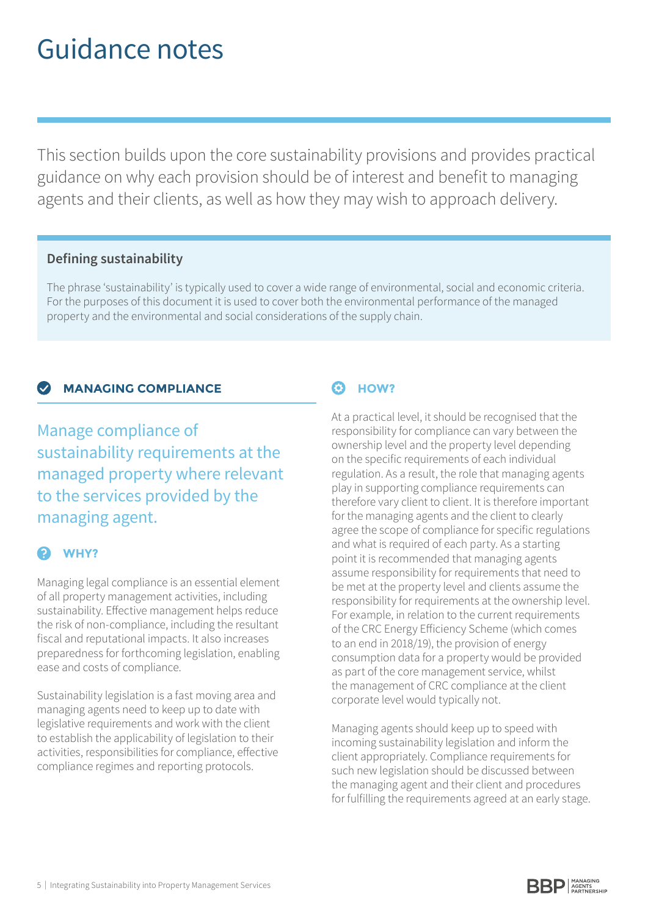# Guidance notes

This section builds upon the core sustainability provisions and provides practical guidance on why each provision should be of interest and benefit to managing agents and their clients, as well as how they may wish to approach delivery.

### Defining sustainability

The phrase 'sustainability' is typically used to cover a wide range of environmental, social and economic criteria. For the purposes of this document it is used to cover both the environmental performance of the managed property and the environmental and social considerations of the supply chain.

## MANAGING COMPLIANCE

Manage compliance of sustainability requirements at the managed property where relevant to the services provided by the managing agent.

### WHY?

Managing legal compliance is an essential element of all property management activities, including sustainability. Effective management helps reduce the risk of non-compliance, including the resultant fiscal and reputational impacts. It also increases preparedness for forthcoming legislation, enabling ease and costs of compliance.

Sustainability legislation is a fast moving area and managing agents need to keep up to date with legislative requirements and work with the client to establish the applicability of legislation to their activities, responsibilities for compliance, effective compliance regimes and reporting protocols.

### HOW?

At a practical level, it should be recognised that the responsibility for compliance can vary between the ownership level and the property level depending on the specific requirements of each individual regulation. As a result, the role that managing agents play in supporting compliance requirements can therefore vary client to client. It is therefore important for the managing agents and the client to clearly agree the scope of compliance for specific regulations and what is required of each party. As a starting point it is recommended that managing agents assume responsibility for requirements that need to be met at the property level and clients assume the responsibility for requirements at the ownership level. For example, in relation to the current requirements of the CRC Energy Efficiency Scheme (which comes to an end in 2018/19), the provision of energy consumption data for a property would be provided as part of the core management service, whilst the management of CRC compliance at the client corporate level would typically not.

Managing agents should keep up to speed with incoming sustainability legislation and inform the client appropriately. Compliance requirements for such new legislation should be discussed between the managing agent and their client and procedures for fulfilling the requirements agreed at an early stage.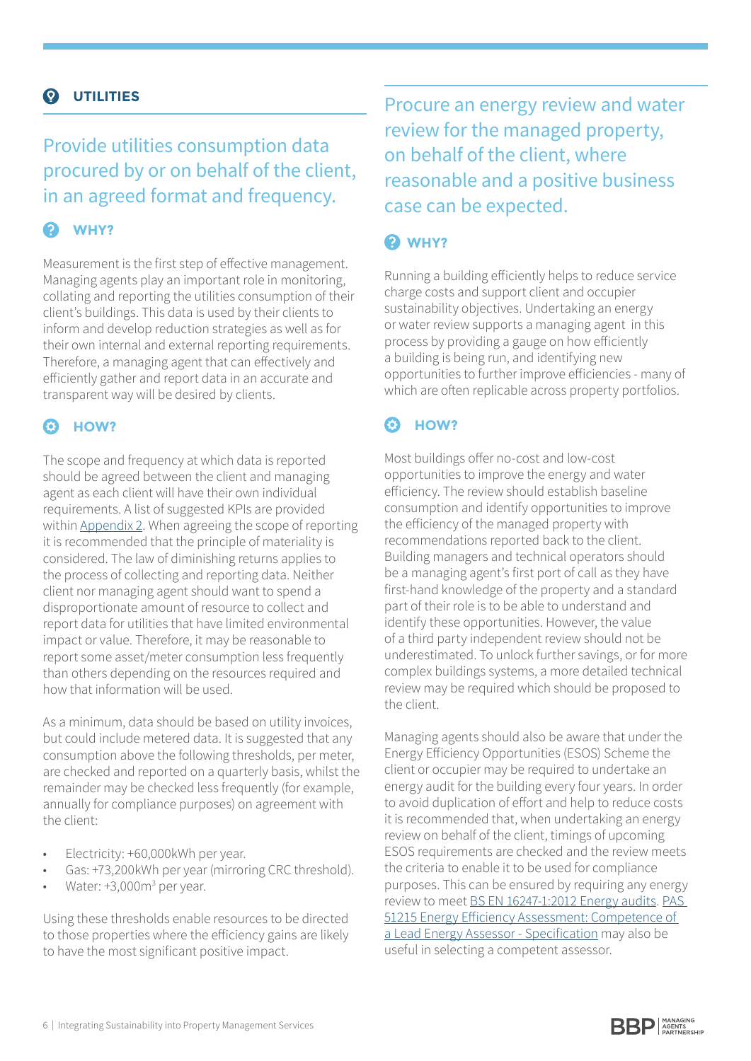## UTILITIES

### Provide utilities consumption data procured by or on behalf of the client, in an agreed format and frequency.

#### WHY?

Measurement is the first step of effective management. Managing agents play an important role in monitoring, collating and reporting the utilities consumption of their client's buildings. This data is used by their clients to inform and develop reduction strategies as well as for their own internal and external reporting requirements. Therefore, a managing agent that can effectively and efficiently gather and report data in an accurate and transparent way will be desired by clients.

#### HOW?

The scope and frequency at which data is reported should be agreed between the client and managing agent as each client will have their own individual requirements. A list of suggested KPIs are provided within Appendix 2. When agreeing the scope of reporting it is recommended that the principle of materiality is considered. The law of diminishing returns applies to the process of collecting and reporting data. Neither client nor managing agent should want to spend a disproportionate amount of resource to collect and report data for utilities that have limited environmental impact or value. Therefore, it may be reasonable to report some asset/meter consumption less frequently than others depending on the resources required and how that information will be used.

As a minimum, data should be based on utility invoices, but could include metered data. It is suggested that any consumption above the following thresholds, per meter, are checked and reported on a quarterly basis, whilst the remainder may be checked less frequently (for example, annually for compliance purposes) on agreement with the client:

- Electricity: +60,000kWh per year.
- Gas: +73,200kWh per year (mirroring CRC threshold).
- Water: +3,000m$^3$ per year.

Using these thresholds enable resources to be directed to those properties where the efficiency gains are likely to have the most significant positive impact.

### Procure an energy review and water review for the managed property, on behalf of the client, where reasonable and a positive business case can be expected.

#### WHY?

Running a building efficiently helps to reduce service charge costs and support client and occupier sustainability objectives. Undertaking an energy or water review supports a managing agent in this process by providing a gauge on how efficiently a building is being run, and identifying new opportunities to further improve efficiencies - many of which are often replicable across property portfolios.

#### HOW?

Most buildings offer no-cost and low-cost opportunities to improve the energy and water efficiency. The review should establish baseline consumption and identify opportunities to improve the efficiency of the managed property with recommendations reported back to the client. Building managers and technical operators should be a managing agent's first port of call as they have first-hand knowledge of the property and a standard part of their role is to be able to understand and identify these opportunities. However, the value of a third party independent review should not be underestimated. To unlock further savings, or for more complex buildings systems, a more detailed technical review may be required which should be proposed to the client.

Managing agents should also be aware that under the Energy Efficiency Opportunities (ESOS) Scheme the client or occupier may be required to undertake an energy audit for the building every four years. In order to avoid duplication of effort and help to reduce costs it is recommended that, when undertaking an energy review on behalf of the client, timings of upcoming ESOS requirements are checked and the review meets the criteria to enable it to be used for compliance purposes. This can be ensured by requiring any energy review to meet BS EN 16247-1:2012 Energy audits. PAS 51215 Energy Efficiency Assessment: Competence of a Lead Energy Assessor - Specification may also be useful in selecting a competent assessor.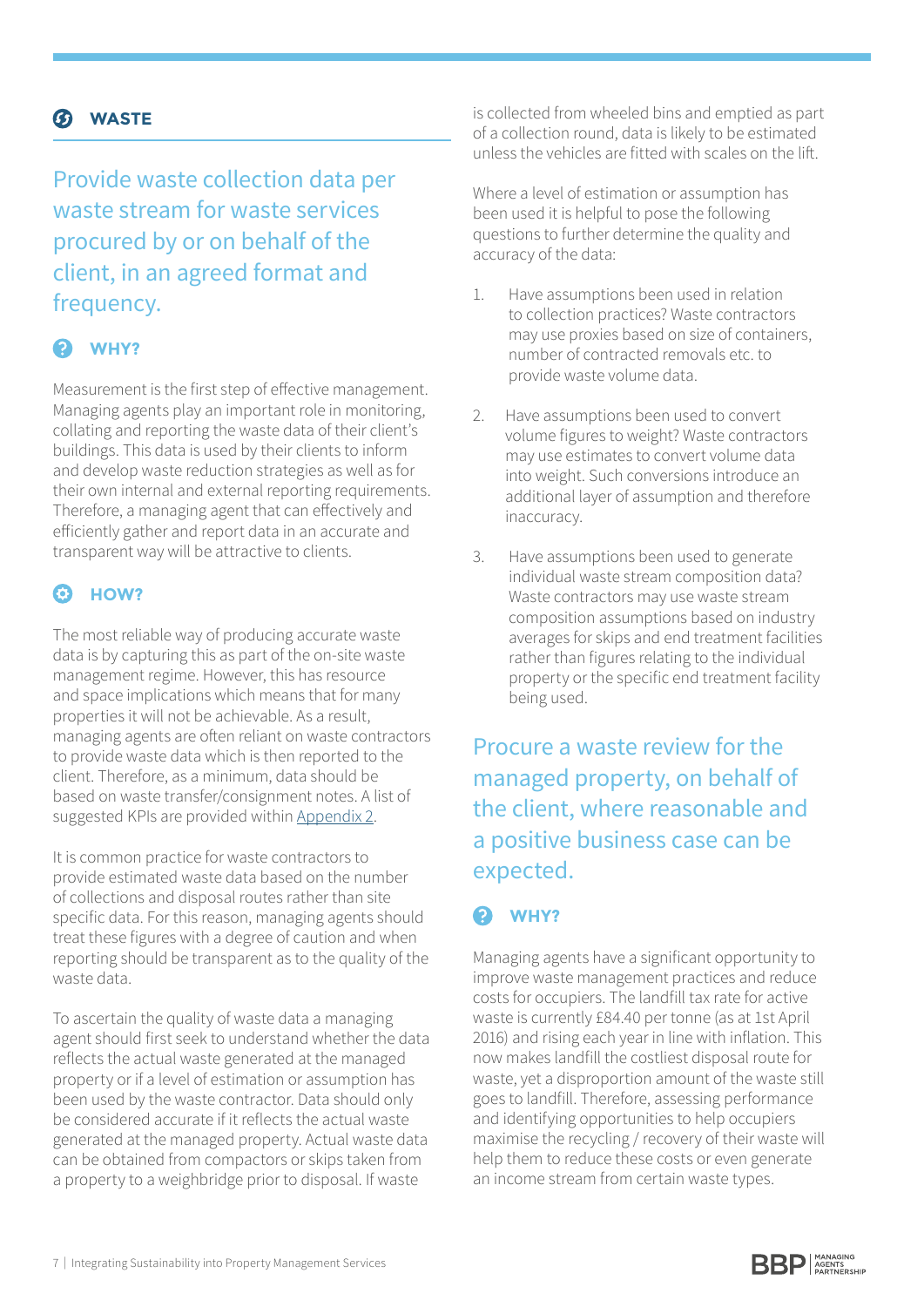## WASTE

### Provide waste collection data per waste stream for waste services procured by or on behalf of the client, in an agreed format and frequency.

#### WHY?

Measurement is the first step of effective management. Managing agents play an important role in monitoring, collating and reporting the waste data of their client's buildings. This data is used by their clients to inform and develop waste reduction strategies as well as for their own internal and external reporting requirements. Therefore, a managing agent that can effectively and efficiently gather and report data in an accurate and transparent way will be attractive to clients.

#### HOW?

The most reliable way of producing accurate waste data is by capturing this as part of the on-site waste management regime. However, this has resource and space implications which means that for many properties it will not be achievable. As a result, managing agents are often reliant on waste contractors to provide waste data which is then reported to the client. Therefore, as a minimum, data should be based on waste transfer/consignment notes. A list of suggested KPIs are provided within Appendix 2.

It is common practice for waste contractors to provide estimated waste data based on the number of collections and disposal routes rather than site specific data. For this reason, managing agents should treat these figures with a degree of caution and when reporting should be transparent as to the quality of the waste data.

To ascertain the quality of waste data a managing agent should first seek to understand whether the data reflects the actual waste generated at the managed property or if a level of estimation or assumption has been used by the waste contractor. Data should only be considered accurate if it reflects the actual waste generated at the managed property. Actual waste data can be obtained from compactors or skips taken from a property to a weighbridge prior to disposal. If waste is collected from wheeled bins and emptied as part of a collection round, data is likely to be estimated unless the vehicles are fitted with scales on the lift.

Where a level of estimation or assumption has been used it is helpful to pose the following questions to further determine the quality and accuracy of the data:

1. Have assumptions been used in relation to collection practices? Waste contractors may use proxies based on size of containers, number of contracted removals etc. to provide waste volume data.
2. Have assumptions been used to convert volume figures to weight? Waste contractors may use estimates to convert volume data into weight. Such conversions introduce an additional layer of assumption and therefore inaccuracy.
3. Have assumptions been used to generate individual waste stream composition data? Waste contractors may use waste stream composition assumptions based on industry averages for skips and end treatment facilities rather than figures relating to the individual property or the specific end treatment facility being used.

### Procure a waste review for the managed property, on behalf of the client, where reasonable and a positive business case can be expected.

#### WHY?

Managing agents have a significant opportunity to improve waste management practices and reduce costs for occupiers. The landfill tax rate for active waste is currently £84.40 per tonne (as at 1st April 2016) and rising each year in line with inflation. This now makes landfill the costliest disposal route for waste, yet a disproportion amount of the waste still goes to landfill. Therefore, assessing performance and identifying opportunities to help occupiers maximise the recycling / recovery of their waste will help them to reduce these costs or even generate an income stream from certain waste types.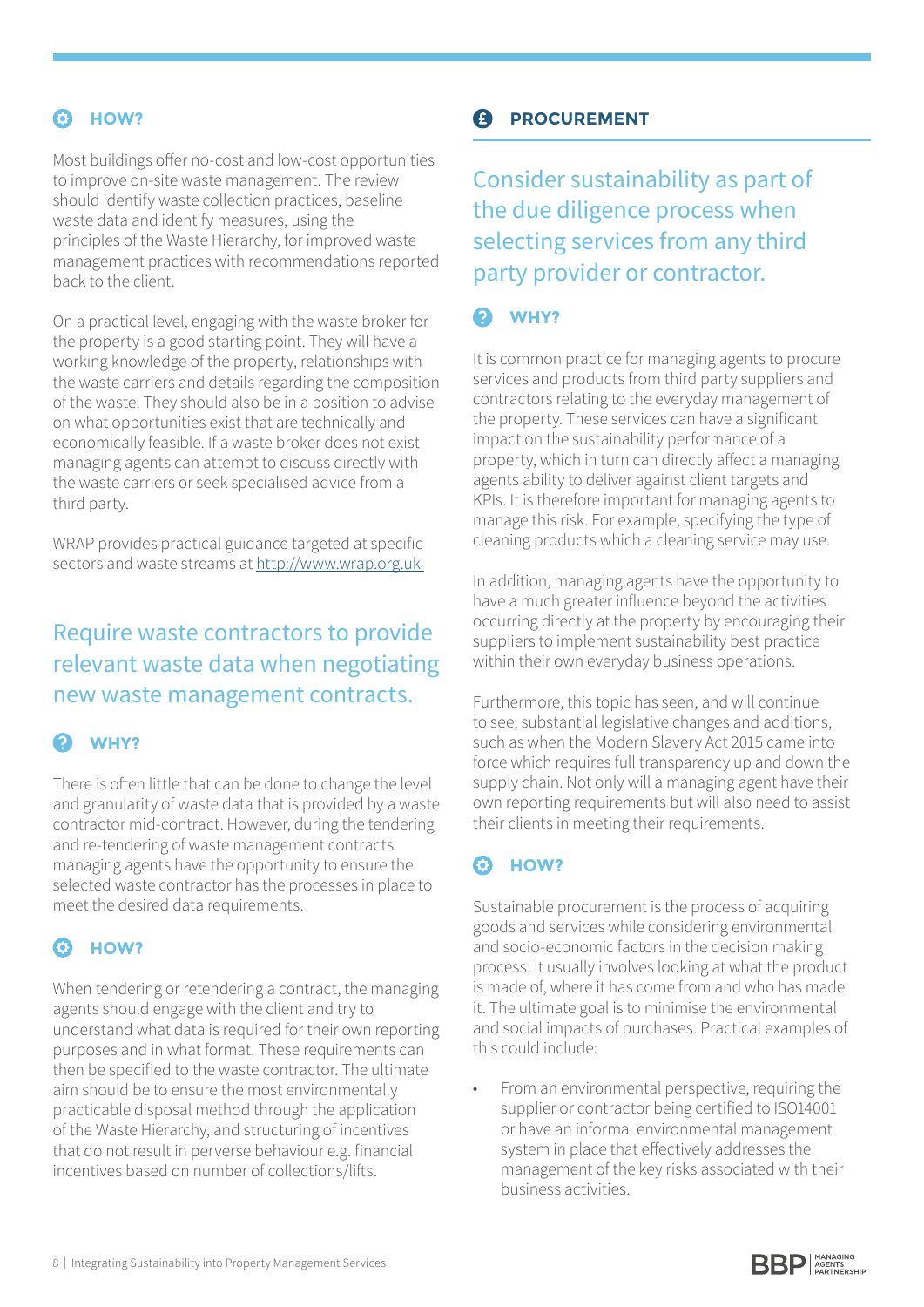### HOW?

Most buildings offer no-cost and low-cost opportunities to improve on-site waste management. The review should identify waste collection practices, baseline waste data and identify measures, using the principles of the Waste Hierarchy, for improved waste management practices with recommendations reported back to the client.

On a practical level, engaging with the waste broker for the property is a good starting point. They will have a working knowledge of the property, relationships with the waste carriers and details regarding the composition of the waste. They should also be in a position to advise on what opportunities exist that are technically and economically feasible. If a waste broker does not exist managing agents can attempt to discuss directly with the waste carriers or seek specialised advice from a third party.

WRAP provides practical guidance targeted at specific sectors and waste streams at http://www.wrap.org.uk

## Require waste contractors to provide relevant waste data when negotiating new waste management contracts.

### WHY?

There is often little that can be done to change the level and granularity of waste data that is provided by a waste contractor mid-contract. However, during the tendering and re-tendering of waste management contracts managing agents have the opportunity to ensure the selected waste contractor has the processes in place to meet the desired data requirements.

### HOW?

When tendering or retendering a contract, the managing agents should engage with the client and try to understand what data is required for their own reporting purposes and in what format. These requirements can then be specified to the waste contractor. The ultimate aim should be to ensure the most environmentally practicable disposal method through the application of the Waste Hierarchy, and structuring of incentives that do not result in perverse behaviour e.g. financial incentives based on number of collections/lifts.

# PROCUREMENT

## Consider sustainability as part of the due diligence process when selecting services from any third party provider or contractor.

### WHY?

It is common practice for managing agents to procure services and products from third party suppliers and contractors relating to the everyday management of the property. These services can have a significant impact on the sustainability performance of a property, which in turn can directly affect a managing agents ability to deliver against client targets and KPIs. It is therefore important for managing agents to manage this risk. For example, specifying the type of cleaning products which a cleaning service may use.

In addition, managing agents have the opportunity to have a much greater influence beyond the activities occurring directly at the property by encouraging their suppliers to implement sustainability best practice within their own everyday business operations.

Furthermore, this topic has seen, and will continue to see, substantial legislative changes and additions, such as when the Modern Slavery Act 2015 came into force which requires full transparency up and down the supply chain. Not only will a managing agent have their own reporting requirements but will also need to assist their clients in meeting their requirements.

### HOW?

Sustainable procurement is the process of acquiring goods and services while considering environmental and socio-economic factors in the decision making process. It usually involves looking at what the product is made of, where it has come from and who has made it. The ultimate goal is to minimise the environmental and social impacts of purchases. Practical examples of this could include:

- From an environmental perspective, requiring the supplier or contractor being certified to ISO14001 or have an informal environmental management system in place that effectively addresses the management of the key risks associated with their business activities.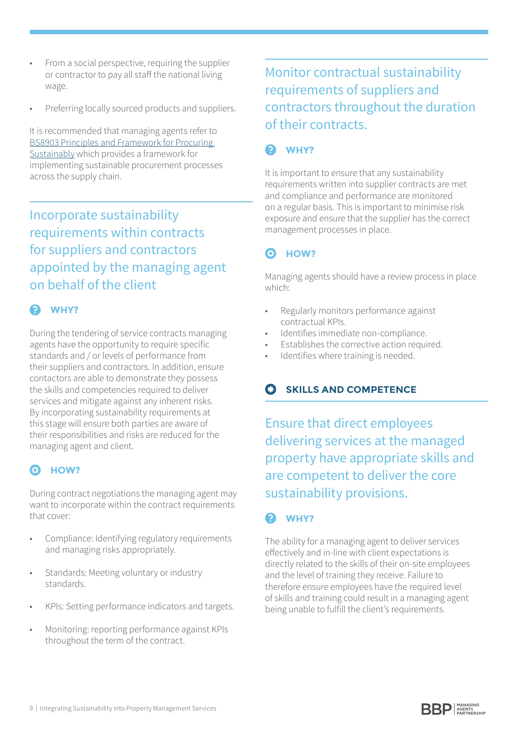- From a social perspective, requiring the supplier or contractor to pay all staff the national living wage.
- Preferring locally sourced products and suppliers.

It is recommended that managing agents refer to BS8903 Principles and Framework for Procuring Sustainably which provides a framework for implementing sustainable procurement processes across the supply chain.

## Incorporate sustainability requirements within contracts for suppliers and contractors appointed by the managing agent on behalf of the client

### WHY?

During the tendering of service contracts managing agents have the opportunity to require specific standards and / or levels of performance from their suppliers and contractors. In addition, ensure contactors are able to demonstrate they possess the skills and competencies required to deliver services and mitigate against any inherent risks. By incorporating sustainability requirements at this stage will ensure both parties are aware of their responsibilities and risks are reduced for the managing agent and client.

### HOW?

During contract negotiations the managing agent may want to incorporate within the contract requirements that cover:

- Compliance: Identifying regulatory requirements and managing risks appropriately.
- Standards: Meeting voluntary or industry standards.
- KPIs: Setting performance indicators and targets.
- Monitoring: reporting performance against KPIs throughout the term of the contract.

## Monitor contractual sustainability requirements of suppliers and contractors throughout the duration of their contracts.

### WHY?

It is important to ensure that any sustainability requirements written into supplier contracts are met and compliance and performance are monitored on a regular basis. This is important to minimise risk exposure and ensure that the supplier has the correct management processes in place.

### HOW?

Managing agents should have a review process in place which:

- Regularly monitors performance against contractual KPIs.
- Identifies immediate non-compliance.
- Establishes the corrective action required.
- Identifies where training is needed.

# SKILLS AND COMPETENCE

## Ensure that direct employees delivering services at the managed property have appropriate skills and are competent to deliver the core sustainability provisions.

### WHY?

The ability for a managing agent to deliver services effectively and in-line with client expectations is directly related to the skills of their on-site employees and the level of training they receive. Failure to therefore ensure employees have the required level of skills and training could result in a managing agent being unable to fulfill the client's requirements.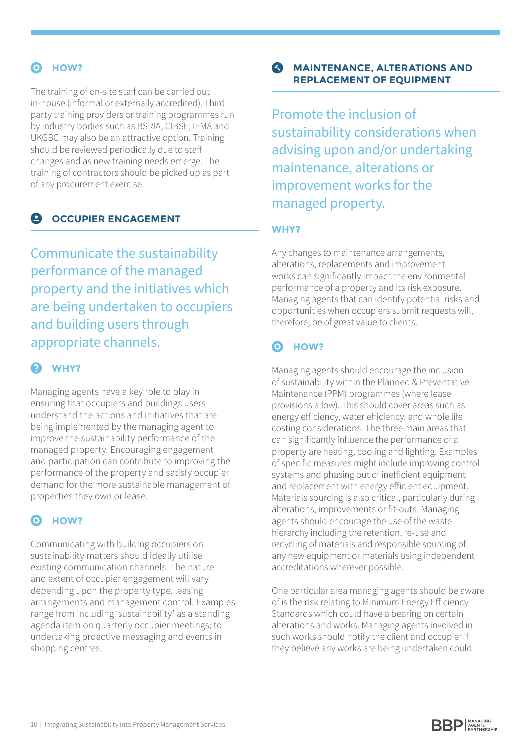### HOW?

The training of on-site staff can be carried out in-house (informal or externally accredited). Third party training providers or training programmes run by industry bodies such as BSRIA, CIBSE, IEMA and UKGBC may also be an attractive option. Training should be reviewed periodically due to staff changes and as new training needs emerge. The training of contractors should be picked up as part of any procurement exercise.

## OCCUPIER ENGAGEMENT

Communicate the sustainability performance of the managed property and the initiatives which are being undertaken to occupiers and building users through appropriate channels.

### WHY?

Managing agents have a key role to play in ensuring that occupiers and buildings users understand the actions and initiatives that are being implemented by the managing agent to improve the sustainability performance of the managed property. Encouraging engagement and participation can contribute to improving the performance of the property and satisfy occupier demand for the more sustainable management of properties they own or lease.

### HOW?

Communicating with building occupiers on sustainability matters should ideally utilise existing communication channels. The nature and extent of occupier engagement will vary depending upon the property type, leasing arrangements and management control. Examples range from including 'sustainability' as a standing agenda item on quarterly occupier meetings; to undertaking proactive messaging and events in shopping centres.

## MAINTENANCE, ALTERATIONS AND REPLACEMENT OF EQUIPMENT

Promote the inclusion of sustainability considerations when advising upon and/or undertaking maintenance, alterations or improvement works for the managed property.

### WHY?

Any changes to maintenance arrangements, alterations, replacements and improvement works can significantly impact the environmental performance of a property and its risk exposure. Managing agents that can identify potential risks and opportunities when occupiers submit requests will, therefore, be of great value to clients.

### HOW?

Managing agents should encourage the inclusion of sustainability within the Planned & Preventative Maintenance (PPM) programmes (where lease provisions allow). This should cover areas such as energy efficiency, water efficiency, and whole life costing considerations. The three main areas that can significantly influence the performance of a property are heating, cooling and lighting. Examples of specific measures might include improving control systems and phasing out of inefficient equipment and replacement with energy efficient equipment. Materials sourcing is also critical, particularly during alterations, improvements or fit-outs. Managing agents should encourage the use of the waste hierarchy including the retention, re-use and recycling of materials and responsible sourcing of any new equipment or materials using independent accreditations wherever possible.

One particular area managing agents should be aware of is the risk relating to Minimum Energy Efficiency Standards which could have a bearing on certain alterations and works. Managing agents involved in such works should notify the client and occupier if they believe any works are being undertaken could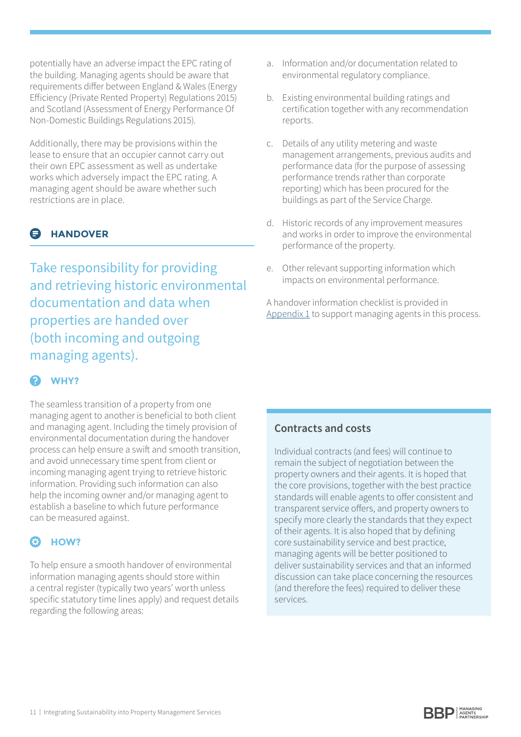potentially have an adverse impact the EPC rating of the building. Managing agents should be aware that requirements differ between England & Wales (Energy Efficiency (Private Rented Property) Regulations 2015) and Scotland (Assessment of Energy Performance Of Non-Domestic Buildings Regulations 2015).

Additionally, there may be provisions within the lease to ensure that an occupier cannot carry out their own EPC assessment as well as undertake works which adversely impact the EPC rating. A managing agent should be aware whether such restrictions are in place.

## HANDOVER

Take responsibility for providing and retrieving historic environmental documentation and data when properties are handed over (both incoming and outgoing managing agents).

### WHY?

The seamless transition of a property from one managing agent to another is beneficial to both client and managing agent. Including the timely provision of environmental documentation during the handover process can help ensure a swift and smooth transition, and avoid unnecessary time spent from client or incoming managing agent trying to retrieve historic information. Providing such information can also help the incoming owner and/or managing agent to establish a baseline to which future performance can be measured against.

### HOW?

To help ensure a smooth handover of environmental information managing agents should store within a central register (typically two years' worth unless specific statutory time lines apply) and request details regarding the following areas:

a. Information and/or documentation related to environmental regulatory compliance.

b. Existing environmental building ratings and certification together with any recommendation reports.

c. Details of any utility metering and waste management arrangements, previous audits and performance data (for the purpose of assessing performance trends rather than corporate reporting) which has been procured for the buildings as part of the Service Charge.

d. Historic records of any improvement measures and works in order to improve the environmental performance of the property.

e. Other relevant supporting information which impacts on environmental performance.

A handover information checklist is provided in Appendix 1 to support managing agents in this process.

### Contracts and costs

Individual contracts (and fees) will continue to remain the subject of negotiation between the property owners and their agents. It is hoped that the core provisions, together with the best practice standards will enable agents to offer consistent and transparent service offers, and property owners to specify more clearly the standards that they expect of their agents. It is also hoped that by defining core sustainability service and best practice, managing agents will be better positioned to deliver sustainability services and that an informed discussion can take place concerning the resources (and therefore the fees) required to deliver these services.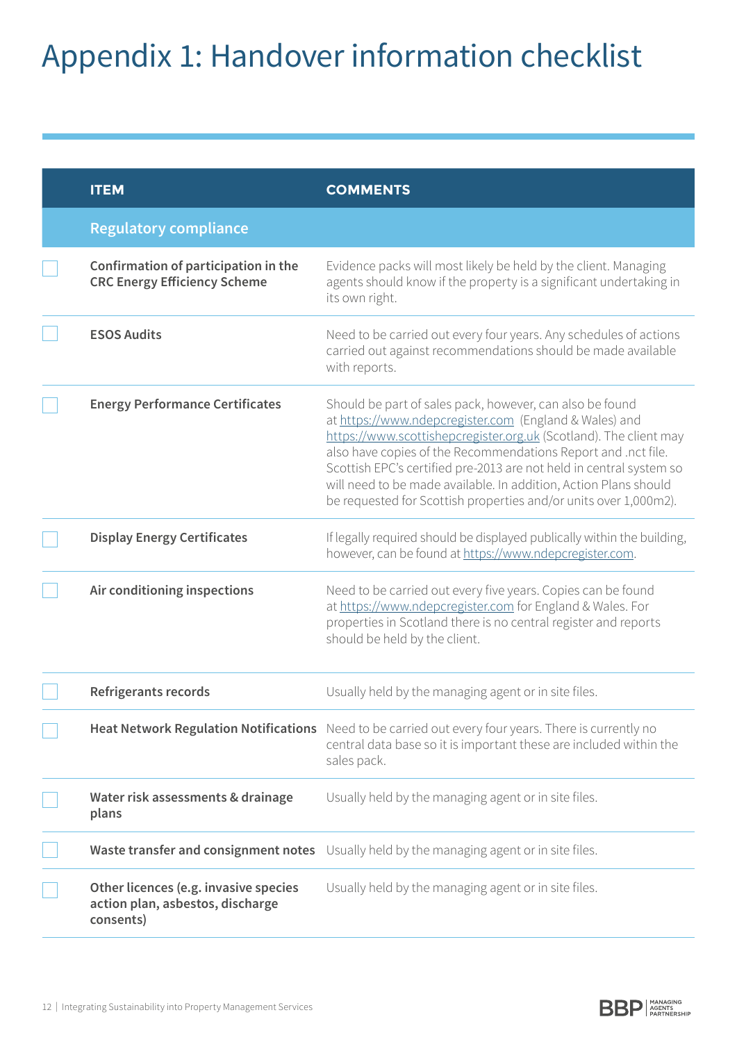# Appendix 1: Handover information checklist

| | ITEM | COMMENTS |
|---|---|---|
| | **Regulatory compliance** | |
| ☐ | **Confirmation of participation in the CRC Energy Efficiency Scheme** | Evidence packs will most likely be held by the client. Managing agents should know if the property is a significant undertaking in its own right. |
| ☐ | **ESOS Audits** | Need to be carried out every four years. Any schedules of actions carried out against recommendations should be made available with reports. |
| ☐ | **Energy Performance Certificates** | Should be part of sales pack, however, can also be found at https://www.ndepcregister.com (England & Wales) and https://www.scottishepcregister.org.uk (Scotland). The client may also have copies of the Recommendations Report and .nct file. Scottish EPC's certified pre-2013 are not held in central system so will need to be made available. In addition, Action Plans should be requested for Scottish properties and/or units over 1,000m2). |
| ☐ | **Display Energy Certificates** | If legally required should be displayed publically within the building, however, can be found at https://www.ndepcregister.com. |
| ☐ | **Air conditioning inspections** | Need to be carried out every five years. Copies can be found at https://www.ndepcregister.com for England & Wales. For properties in Scotland there is no central register and reports should be held by the client. |
| ☐ | **Refrigerants records** | Usually held by the managing agent or in site files. |
| ☐ | **Heat Network Regulation Notifications** | Need to be carried out every four years. There is currently no central data base so it is important these are included within the sales pack. |
| ☐ | **Water risk assessments & drainage plans** | Usually held by the managing agent or in site files. |
| ☐ | **Waste transfer and consignment notes** | Usually held by the managing agent or in site files. |
| ☐ | **Other licences (e.g. invasive species action plan, asbestos, discharge consents)** | Usually held by the managing agent or in site files. |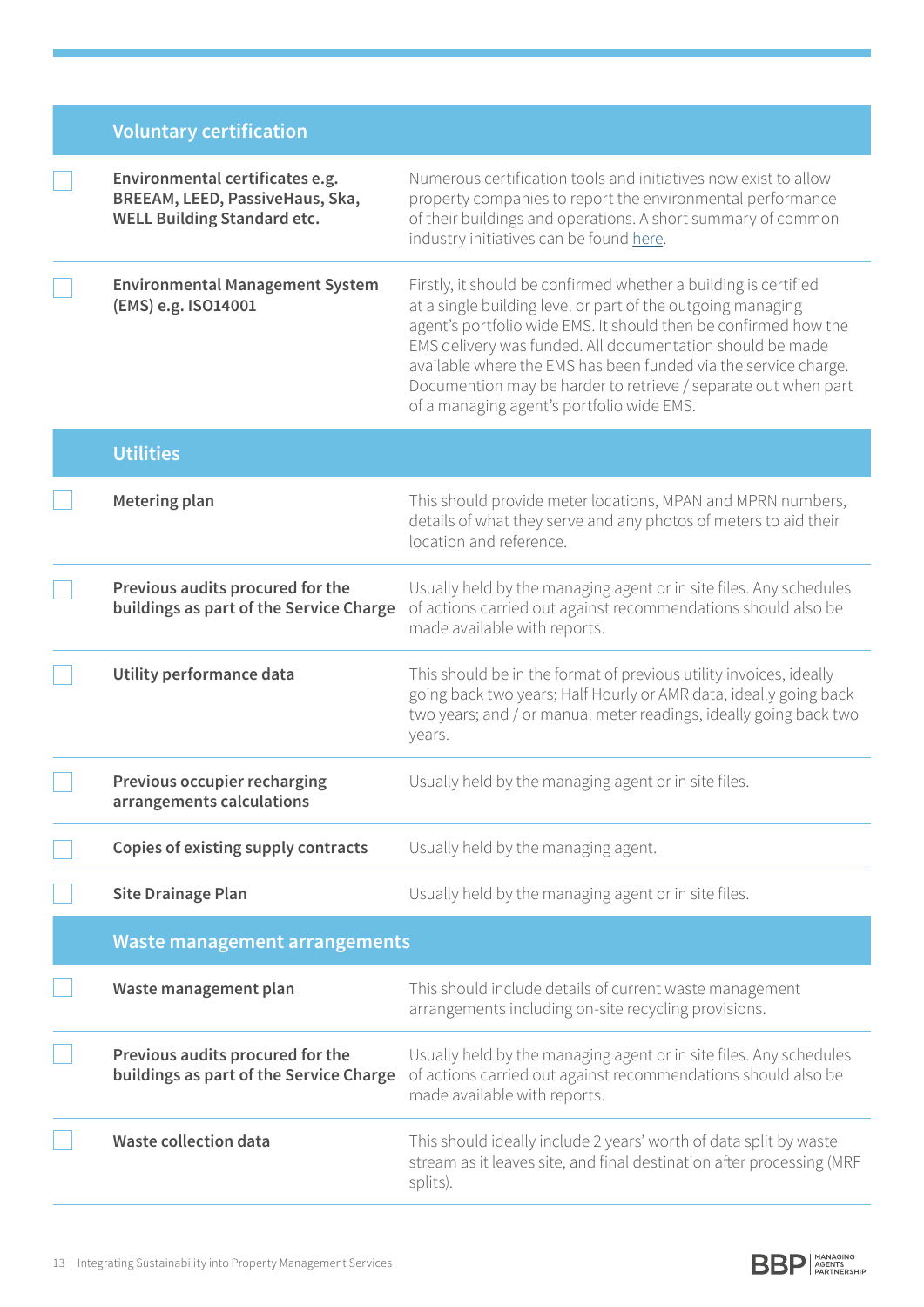## Voluntary certification

| | Item | Description |
|---|---|---|
| ☐ | **Environmental certificates e.g. BREEAM, LEED, PassiveHaus, Ska, WELL Building Standard etc.** | Numerous certification tools and initiatives now exist to allow property companies to report the environmental performance of their buildings and operations. A short summary of common industry initiatives can be found here. |
| ☐ | **Environmental Management System (EMS) e.g. ISO14001** | Firstly, it should be confirmed whether a building is certified at a single building level or part of the outgoing managing agent's portfolio wide EMS. It should then be confirmed how the EMS delivery was funded. All documentation should be made available where the EMS has been funded via the service charge. Documention may be harder to retrieve / separate out when part of a managing agent's portfolio wide EMS. |

## Utilities

| | Item | Description |
|---|---|---|
| ☐ | **Metering plan** | This should provide meter locations, MPAN and MPRN numbers, details of what they serve and any photos of meters to aid their location and reference. |
| ☐ | **Previous audits procured for the buildings as part of the Service Charge** | Usually held by the managing agent or in site files. Any schedules of actions carried out against recommendations should also be made available with reports. |
| ☐ | **Utility performance data** | This should be in the format of previous utility invoices, ideally going back two years; Half Hourly or AMR data, ideally going back two years; and / or manual meter readings, ideally going back two years. |
| ☐ | **Previous occupier recharging arrangements calculations** | Usually held by the managing agent or in site files. |
| ☐ | **Copies of existing supply contracts** | Usually held by the managing agent. |
| ☐ | **Site Drainage Plan** | Usually held by the managing agent or in site files. |

## Waste management arrangements

| | Item | Description |
|---|---|---|
| ☐ | **Waste management plan** | This should include details of current waste management arrangements including on-site recycling provisions. |
| ☐ | **Previous audits procured for the buildings as part of the Service Charge** | Usually held by the managing agent or in site files. Any schedules of actions carried out against recommendations should also be made available with reports. |
| ☐ | **Waste collection data** | This should ideally include 2 years' worth of data split by waste stream as it leaves site, and final destination after processing (MRF splits). |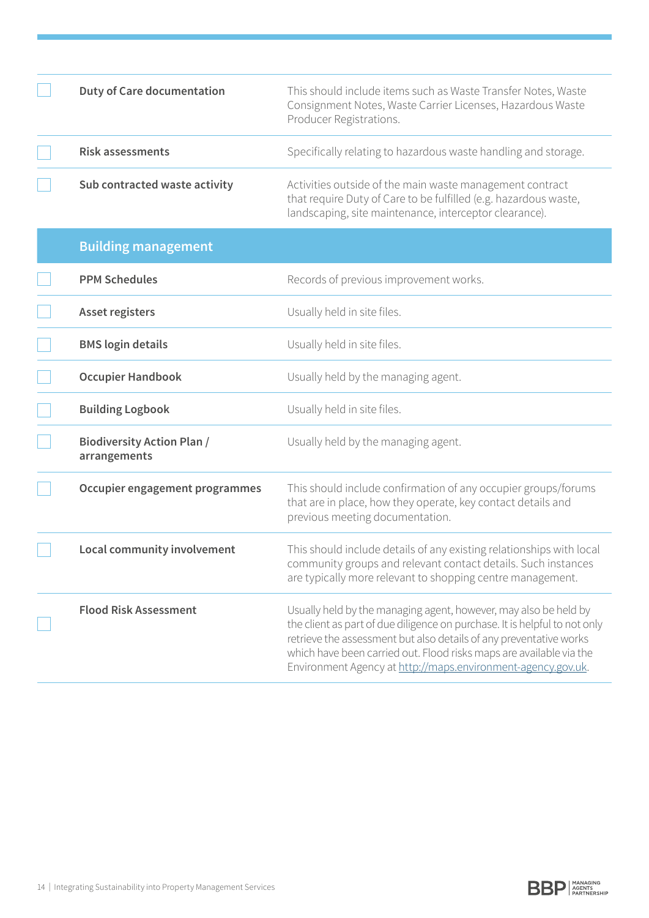| | | |
|---|---|---|
| ☐ | **Duty of Care documentation** | This should include items such as Waste Transfer Notes, Waste Consignment Notes, Waste Carrier Licenses, Hazardous Waste Producer Registrations. |
| ☐ | **Risk assessments** | Specifically relating to hazardous waste handling and storage. |
| ☐ | **Sub contracted waste activity** | Activities outside of the main waste management contract that require Duty of Care to be fulfilled (e.g. hazardous waste, landscaping, site maintenance, interceptor clearance). |

## Building management

| | | |
|---|---|---|
| ☐ | **PPM Schedules** | Records of previous improvement works. |
| ☐ | **Asset registers** | Usually held in site files. |
| ☐ | **BMS login details** | Usually held in site files. |
| ☐ | **Occupier Handbook** | Usually held by the managing agent. |
| ☐ | **Building Logbook** | Usually held in site files. |
| ☐ | **Biodiversity Action Plan / arrangements** | Usually held by the managing agent. |
| ☐ | **Occupier engagement programmes** | This should include confirmation of any occupier groups/forums that are in place, how they operate, key contact details and previous meeting documentation. |
| ☐ | **Local community involvement** | This should include details of any existing relationships with local community groups and relevant contact details. Such instances are typically more relevant to shopping centre management. |
| ☐ | **Flood Risk Assessment** | Usually held by the managing agent, however, may also be held by the client as part of due diligence on purchase. It is helpful to not only retrieve the assessment but also details of any preventative works which have been carried out. Flood risks maps are available via the Environment Agency at http://maps.environment-agency.gov.uk. |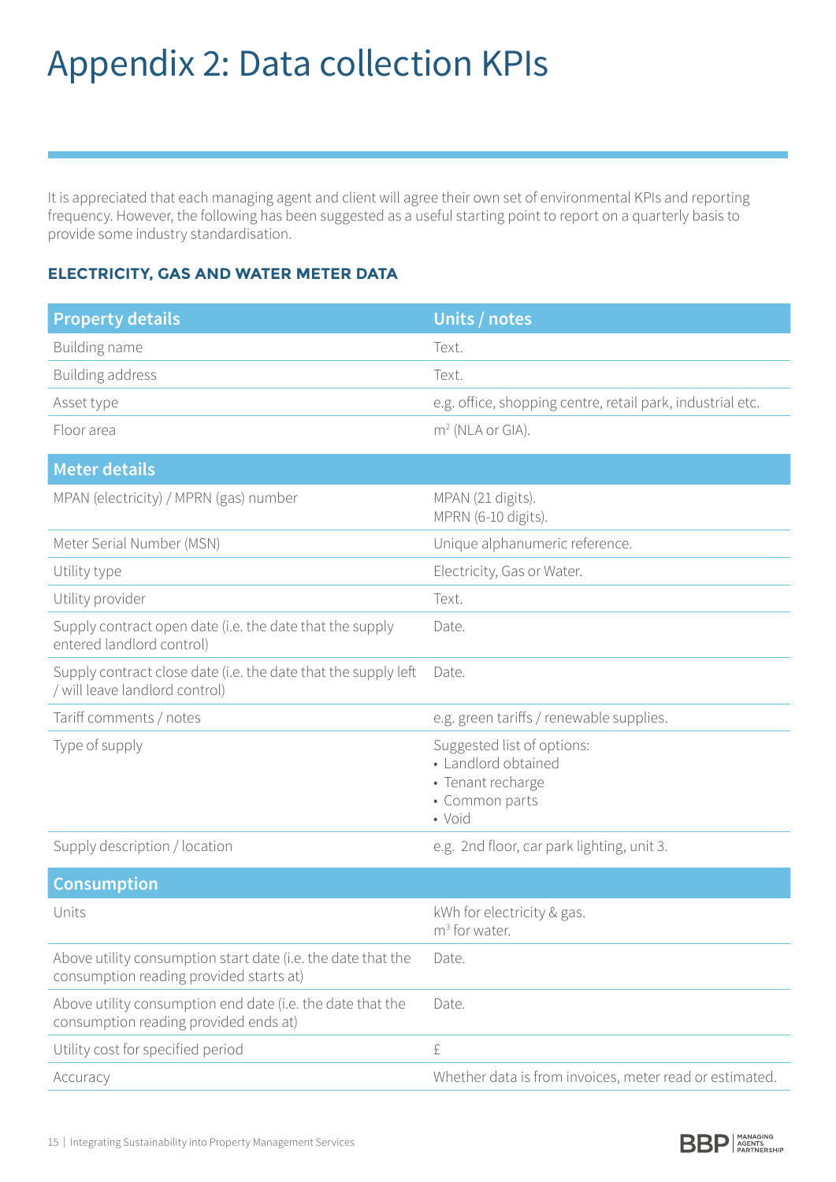# Appendix 2: Data collection KPIs

It is appreciated that each managing agent and client will agree their own set of environmental KPIs and reporting frequency. However, the following has been suggested as a useful starting point to report on a quarterly basis to provide some industry standardisation.

### ELECTRICITY, GAS AND WATER METER DATA

| Property details | Units / notes |
|---|---|
| Building name | Text. |
| Building address | Text. |
| Asset type | e.g. office, shopping centre, retail park, industrial etc. |
| Floor area | $m^2$ (NLA or GIA). |
| **Meter details** | |
| MPAN (electricity) / MPRN (gas) number | MPAN (21 digits).<br>MPRN (6-10 digits). |
| Meter Serial Number (MSN) | Unique alphanumeric reference. |
| Utility type | Electricity, Gas or Water. |
| Utility provider | Text. |
| Supply contract open date (i.e. the date that the supply entered landlord control) | Date. |
| Supply contract close date (i.e. the date that the supply left / will leave landlord control) | Date. |
| Tariff comments / notes | e.g. green tariffs / renewable supplies. |
| Type of supply | Suggested list of options:<br>• Landlord obtained<br>• Tenant recharge<br>• Common parts<br>• Void |
| Supply description / location | e.g. 2nd floor, car park lighting, unit 3. |
| **Consumption** | |
| Units | kWh for electricity & gas.<br>$m^3$ for water. |
| Above utility consumption start date (i.e. the date that the consumption reading provided starts at) | Date. |
| Above utility consumption end date (i.e. the date that the consumption reading provided ends at) | Date. |
| Utility cost for specified period | £ |
| Accuracy | Whether data is from invoices, meter read or estimated. |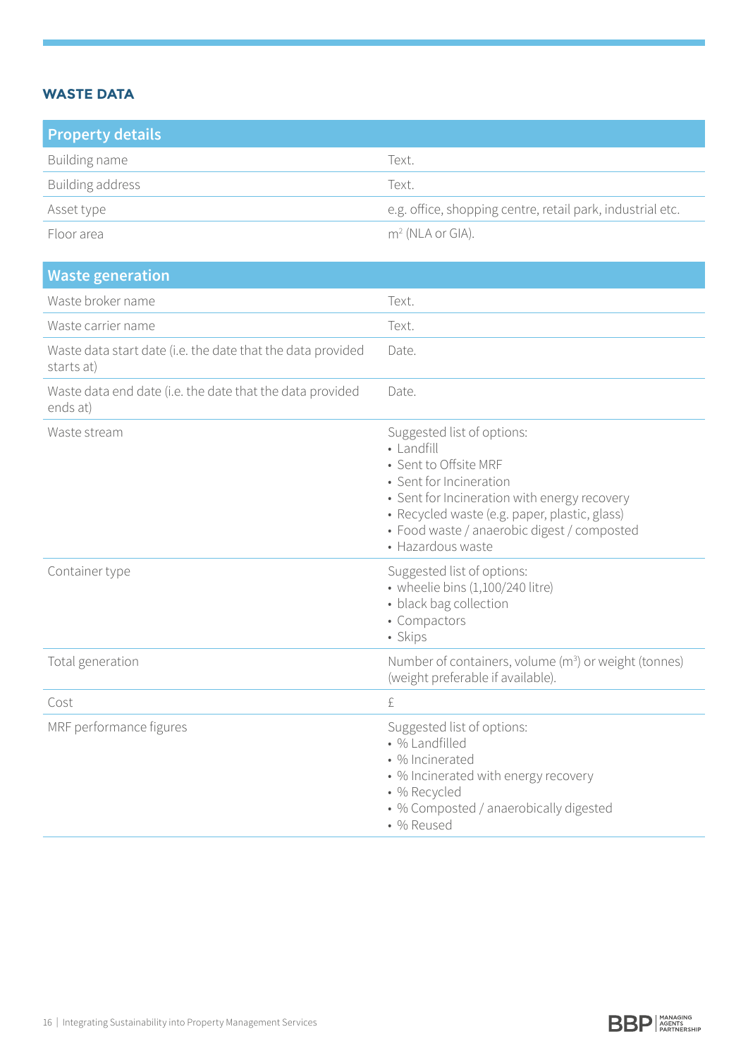## WASTE DATA

| Property details | |
|---|---|
| Building name | Text. |
| Building address | Text. |
| Asset type | e.g. office, shopping centre, retail park, industrial etc. |
| Floor area | $m^2$ (NLA or GIA). |

| Waste generation | |
|---|---|
| Waste broker name | Text. |
| Waste carrier name | Text. |
| Waste data start date (i.e. the date that the data provided starts at) | Date. |
| Waste data end date (i.e. the date that the data provided ends at) | Date. |
| Waste stream | Suggested list of options:<br>• Landfill<br>• Sent to Offsite MRF<br>• Sent for Incineration<br>• Sent for Incineration with energy recovery<br>• Recycled waste (e.g. paper, plastic, glass)<br>• Food waste / anaerobic digest / composted<br>• Hazardous waste |
| Container type | Suggested list of options:<br>• wheelie bins (1,100/240 litre)<br>• black bag collection<br>• Compactors<br>• Skips |
| Total generation | Number of containers, volume ($m^3$) or weight (tonnes) (weight preferable if available). |
| Cost | £ |
| MRF performance figures | Suggested list of options:<br>• % Landfilled<br>• % Incinerated<br>• % Incinerated with energy recovery<br>• % Recycled<br>• % Composted / anaerobically digested<br>• % Reused |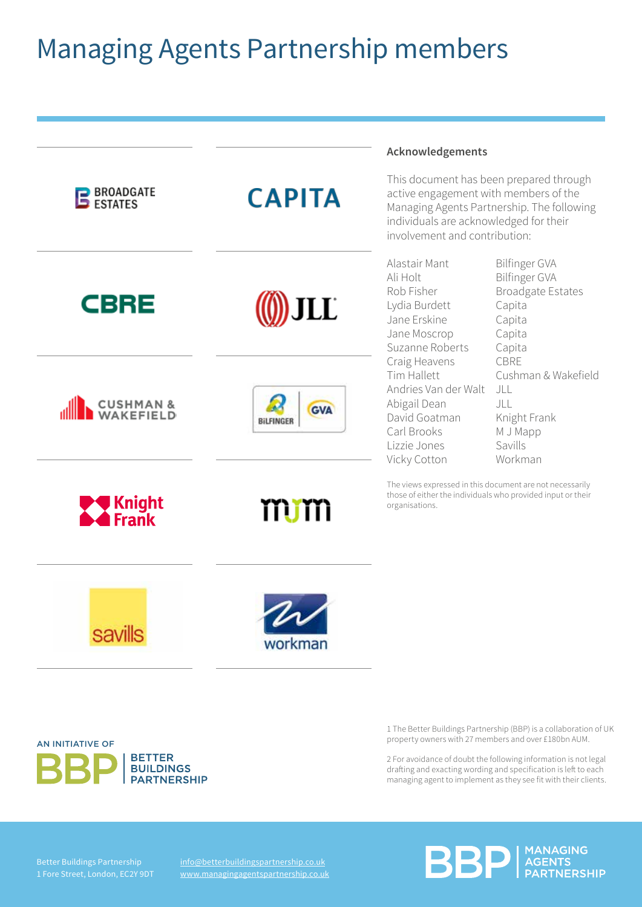# Managing Agents Partnership members

BROADGATE ESTATES

CAPITA

CBRE

JLL

CUSHMAN & WAKEFIELD

BILFINGER GVA

Knight Frank

mjm

savills

workman

## Acknowledgements

This document has been prepared through active engagement with members of the Managing Agents Partnership. The following individuals are acknowledged for their involvement and contribution:

| | |
|---|---|
| Alastair Mant | Bilfinger GVA |
| Ali Holt | Bilfinger GVA |
| Rob Fisher | Broadgate Estates |
| Lydia Burdett | Capita |
| Jane Erskine | Capita |
| Jane Moscrop | Capita |
| Suzanne Roberts | Capita |
| Craig Heavens | CBRE |
| Tim Hallett | Cushman & Wakefield |
| Andries Van der Walt | JLL |
| Abigail Dean | JLL |
| David Goatman | Knight Frank |
| Carl Brooks | M J Mapp |
| Lizzie Jones | Savills |
| Vicky Cotton | Workman |

The views expressed in this document are not necessarily those of either the individuals who provided input or their organisations.

AN INITIATIVE OF BBP BETTER BUILDINGS PARTNERSHIP

1 The Better Buildings Partnership (BBP) is a collaboration of UK property owners with 27 members and over £180bn AUM.

2 For avoidance of doubt the following information is not legal drafting and exacting wording and specification is left to each managing agent to implement as they see fit with their clients.

Better Buildings Partnership
1 Fore Street, London, EC2Y 9DT

info@betterbuildingspartnership.co.uk
www.managingagentspartnership.co.uk

BBP MANAGING AGENTS PARTNERSHIP